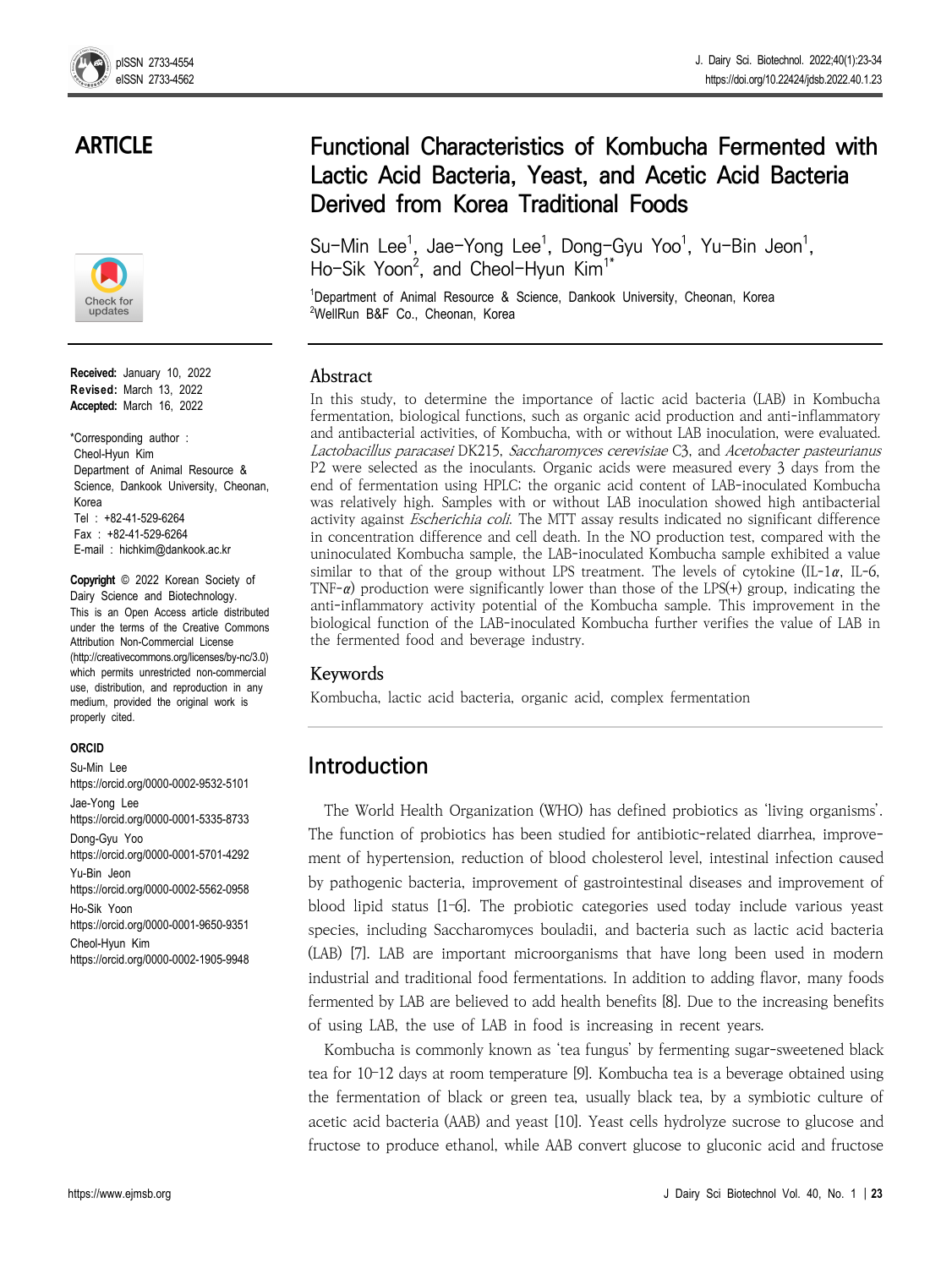ARTICLE

# Functional Characteristics of Kombucha Fermented with Lactic Acid Bacteria, Yeast, and Acetic Acid Bacteria Derived from Korea Traditional Foods

Su-Min Lee[1], Jae-Yong Lee[1], Dong-Gyu Yoo[1], Yu-Bin Jeon[1], Ho-Sik Yoon[2], and Cheol-Hyun Kim[1*]

[1]Department of Animal Resource & Science, Dankook University, Cheonan, Korea
[2]WellRun B&F Co., Cheonan, Korea

**Received:** January 10, 2022
**Revised:** March 13, 2022
**Accepted:** March 16, 2022

*Corresponding author :
Cheol-Hyun Kim
Department of Animal Resource & Science, Dankook University, Cheonan, Korea
Tel : +82-41-529-6264
Fax : +82-41-529-6264
E-mail : hichkim@dankook.ac.kr

**Copyright** © 2022 Korean Society of Dairy Science and Biotechnology. This is an Open Access article distributed under the terms of the Creative Commons Attribution Non-Commercial License (http://creativecommons.org/licenses/by-nc/3.0) which permits unrestricted non-commercial use, distribution, and reproduction in any medium, provided the original work is properly cited.

**ORCID**
Su-Min Lee
https://orcid.org/0000-0002-9532-5101
Jae-Yong Lee
https://orcid.org/0000-0001-5335-8733
Dong-Gyu Yoo
https://orcid.org/0000-0001-5701-4292
Yu-Bin Jeon
https://orcid.org/0000-0002-5562-0958
Ho-Sik Yoon
https://orcid.org/0000-0001-9650-9351
Cheol-Hyun Kim
https://orcid.org/0000-0002-1905-9948

## Abstract

In this study, to determine the importance of lactic acid bacteria (LAB) in Kombucha fermentation, biological functions, such as organic acid production and anti-inflammatory and antibacterial activities, of Kombucha, with or without LAB inoculation, were evaluated. *Lactobacillus paracasei* DK215, *Saccharomyces cerevisiae* C3, and *Acetobacter pasteurianus* P2 were selected as the inoculants. Organic acids were measured every 3 days from the end of fermentation using HPLC; the organic acid content of LAB-inoculated Kombucha was relatively high. Samples with or without LAB inoculation showed high antibacterial activity against *Escherichia coli*. The MTT assay results indicated no significant difference in concentration difference and cell death. In the NO production test, compared with the uninoculated Kombucha sample, the LAB-inoculated Kombucha sample exhibited a value similar to that of the group without LPS treatment. The levels of cytokine (IL-1$\alpha$, IL-6, TNF-$\alpha$) production were significantly lower than those of the LPS(+) group, indicating the anti-inflammatory activity potential of the Kombucha sample. This improvement in the biological function of the LAB-inoculated Kombucha further verifies the value of LAB in the fermented food and beverage industry.

## Keywords

Kombucha, lactic acid bacteria, organic acid, complex fermentation

## Introduction

The World Health Organization (WHO) has defined probiotics as 'living organisms'. The function of probiotics has been studied for antibiotic-related diarrhea, improvement of hypertension, reduction of blood cholesterol level, intestinal infection caused by pathogenic bacteria, improvement of gastrointestinal diseases and improvement of blood lipid status [1–6]. The probiotic categories used today include various yeast species, including Saccharomyces bouladii, and bacteria such as lactic acid bacteria (LAB) [7]. LAB are important microorganisms that have long been used in modern industrial and traditional food fermentations. In addition to adding flavor, many foods fermented by LAB are believed to add health benefits [8]. Due to the increasing benefits of using LAB, the use of LAB in food is increasing in recent years.

Kombucha is commonly known as 'tea fungus' by fermenting sugar-sweetened black tea for 10–12 days at room temperature [9]. Kombucha tea is a beverage obtained using the fermentation of black or green tea, usually black tea, by a symbiotic culture of acetic acid bacteria (AAB) and yeast [10]. Yeast cells hydrolyze sucrose to glucose and fructose to produce ethanol, while AAB convert glucose to gluconic acid and fructose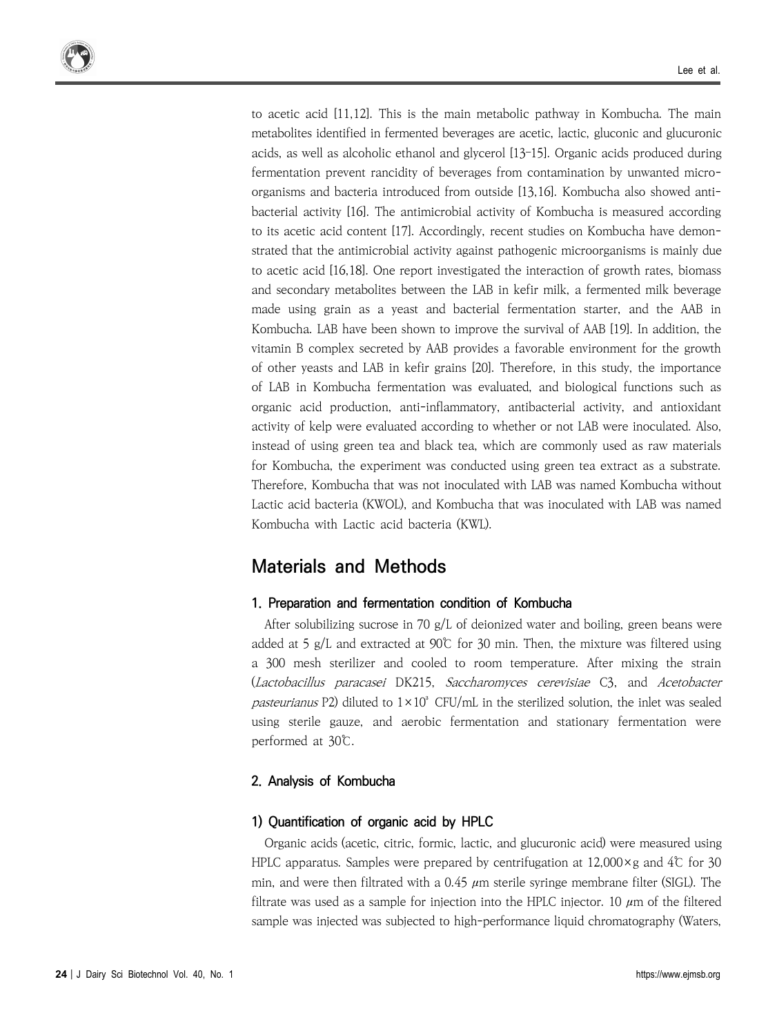to acetic acid [11,12]. This is the main metabolic pathway in Kombucha. The main metabolites identified in fermented beverages are acetic, lactic, gluconic and glucuronic acids, as well as alcoholic ethanol and glycerol [13–15]. Organic acids produced during fermentation prevent rancidity of beverages from contamination by unwanted microorganisms and bacteria introduced from outside [13,16]. Kombucha also showed antibacterial activity [16]. The antimicrobial activity of Kombucha is measured according to its acetic acid content [17]. Accordingly, recent studies on Kombucha have demonstrated that the antimicrobial activity against pathogenic microorganisms is mainly due to acetic acid [16,18]. One report investigated the interaction of growth rates, biomass and secondary metabolites between the LAB in kefir milk, a fermented milk beverage made using grain as a yeast and bacterial fermentation starter, and the AAB in Kombucha. LAB have been shown to improve the survival of AAB [19]. In addition, the vitamin B complex secreted by AAB provides a favorable environment for the growth of other yeasts and LAB in kefir grains [20]. Therefore, in this study, the importance of LAB in Kombucha fermentation was evaluated, and biological functions such as organic acid production, anti-inflammatory, antibacterial activity, and antioxidant activity of kelp were evaluated according to whether or not LAB were inoculated. Also, instead of using green tea and black tea, which are commonly used as raw materials for Kombucha, the experiment was conducted using green tea extract as a substrate. Therefore, Kombucha that was not inoculated with LAB was named Kombucha without Lactic acid bacteria (KWOL), and Kombucha that was inoculated with LAB was named Kombucha with Lactic acid bacteria (KWL).

## Materials and Methods

### 1. Preparation and fermentation condition of Kombucha

After solubilizing sucrose in 70 g/L of deionized water and boiling, green beans were added at 5 g/L and extracted at 90℃ for 30 min. Then, the mixture was filtered using a 300 mesh sterilizer and cooled to room temperature. After mixing the strain (*Lactobacillus paracasei* DK215, *Saccharomyces cerevisiae* C3, and *Acetobacter pasteurianus* P2) diluted to $1\times10^{8}$ CFU/mL in the sterilized solution, the inlet was sealed using sterile gauze, and aerobic fermentation and stationary fermentation were performed at 30℃.

### 2. Analysis of Kombucha

#### 1) Quantification of organic acid by HPLC

Organic acids (acetic, citric, formic, lactic, and glucuronic acid) were measured using HPLC apparatus. Samples were prepared by centrifugation at 12,000×g and 4℃ for 30 min, and were then filtrated with a 0.45 μm sterile syringe membrane filter (SIGL). The filtrate was used as a sample for injection into the HPLC injector. 10 μm of the filtered sample was injected was subjected to high-performance liquid chromatography (Waters,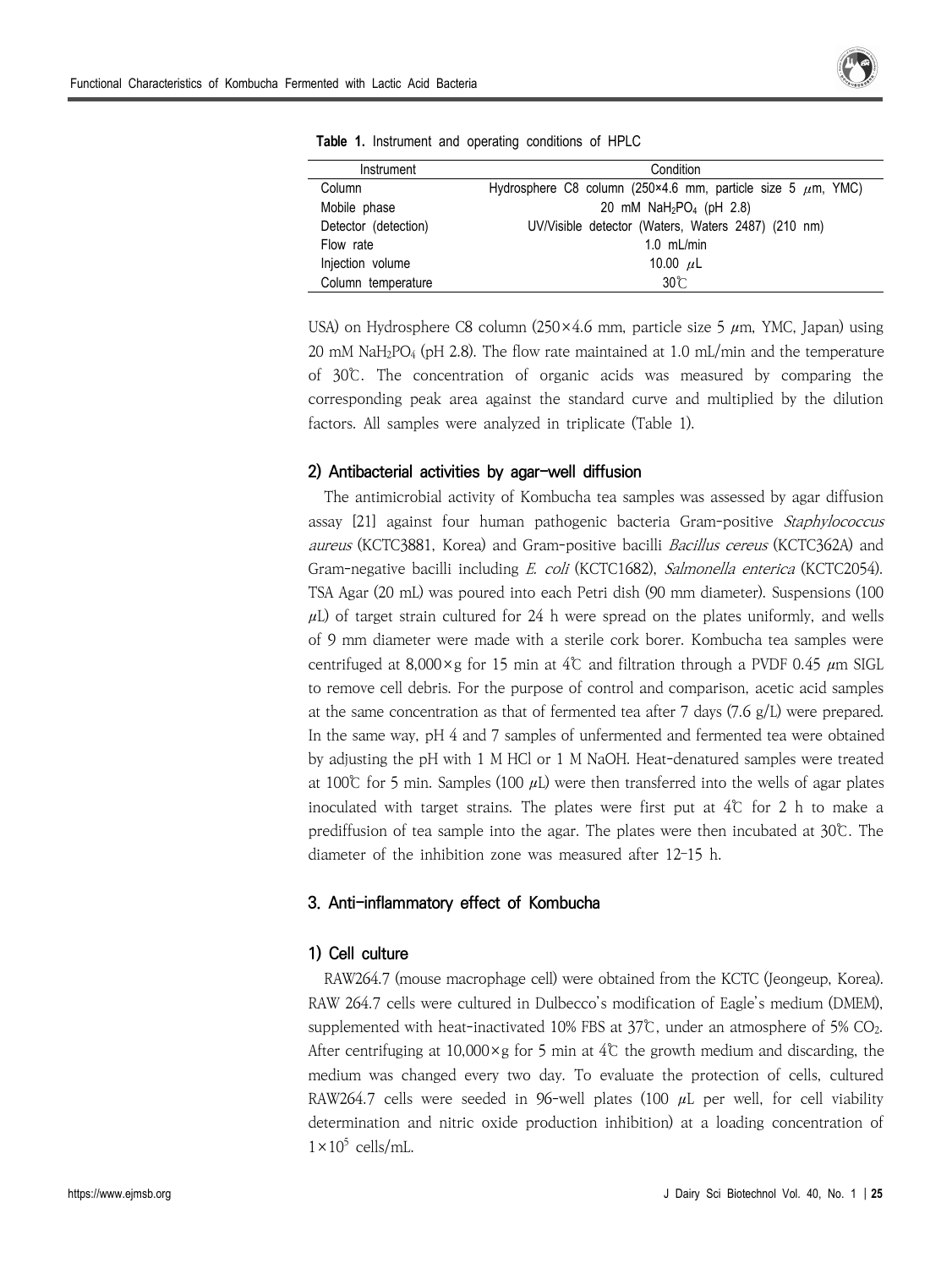**Table 1.** Instrument and operating conditions of HPLC

| Instrument | Condition |
|---|---|
| Column | Hydrosphere C8 column (250×4.6 mm, particle size 5 μm, YMC) |
| Mobile phase | 20 mM $NaH_2PO_4$ (pH 2.8) |
| Detector (detection) | UV/Visible detector (Waters, Waters 2487) (210 nm) |
| Flow rate | 1.0 mL/min |
| Injection volume | 10.00 μL |
| Column temperature | 30℃ |

USA) on Hydrosphere C8 column (250×4.6 mm, particle size 5 μm, YMC, Japan) using 20 mM $NaH_2PO_4$ (pH 2.8). The flow rate maintained at 1.0 mL/min and the temperature of 30℃. The concentration of organic acids was measured by comparing the corresponding peak area against the standard curve and multiplied by the dilution factors. All samples were analyzed in triplicate (Table 1).

### 2) Antibacterial activities by agar-well diffusion

The antimicrobial activity of Kombucha tea samples was assessed by agar diffusion assay [21] against four human pathogenic bacteria Gram-positive *Staphylococcus aureus* (KCTC3881, Korea) and Gram-positive bacilli *Bacillus cereus* (KCTC362A) and Gram-negative bacilli including *E. coli* (KCTC1682), *Salmonella enterica* (KCTC2054). TSA Agar (20 mL) was poured into each Petri dish (90 mm diameter). Suspensions (100 μL) of target strain cultured for 24 h were spread on the plates uniformly, and wells of 9 mm diameter were made with a sterile cork borer. Kombucha tea samples were centrifuged at 8,000×g for 15 min at 4℃ and filtration through a PVDF 0.45 μm SIGL to remove cell debris. For the purpose of control and comparison, acetic acid samples at the same concentration as that of fermented tea after 7 days (7.6 g/L) were prepared. In the same way, pH 4 and 7 samples of unfermented and fermented tea were obtained by adjusting the pH with 1 M HCl or 1 M NaOH. Heat-denatured samples were treated at 100℃ for 5 min. Samples (100 μL) were then transferred into the wells of agar plates inoculated with target strains. The plates were first put at 4℃ for 2 h to make a prediffusion of tea sample into the agar. The plates were then incubated at 30℃. The diameter of the inhibition zone was measured after 12–15 h.

## 3. Anti-inflammatory effect of Kombucha

### 1) Cell culture

RAW264.7 (mouse macrophage cell) were obtained from the KCTC (Jeongeup, Korea). RAW 264.7 cells were cultured in Dulbecco's modification of Eagle's medium (DMEM), supplemented with heat-inactivated 10% FBS at 37℃, under an atmosphere of 5% $CO_2$. After centrifuging at 10,000×g for 5 min at 4℃ the growth medium and discarding, the medium was changed every two day. To evaluate the protection of cells, cultured RAW264.7 cells were seeded in 96-well plates (100 μL per well, for cell viability determination and nitric oxide production inhibition) at a loading concentration of $1\times10^5$ cells/mL.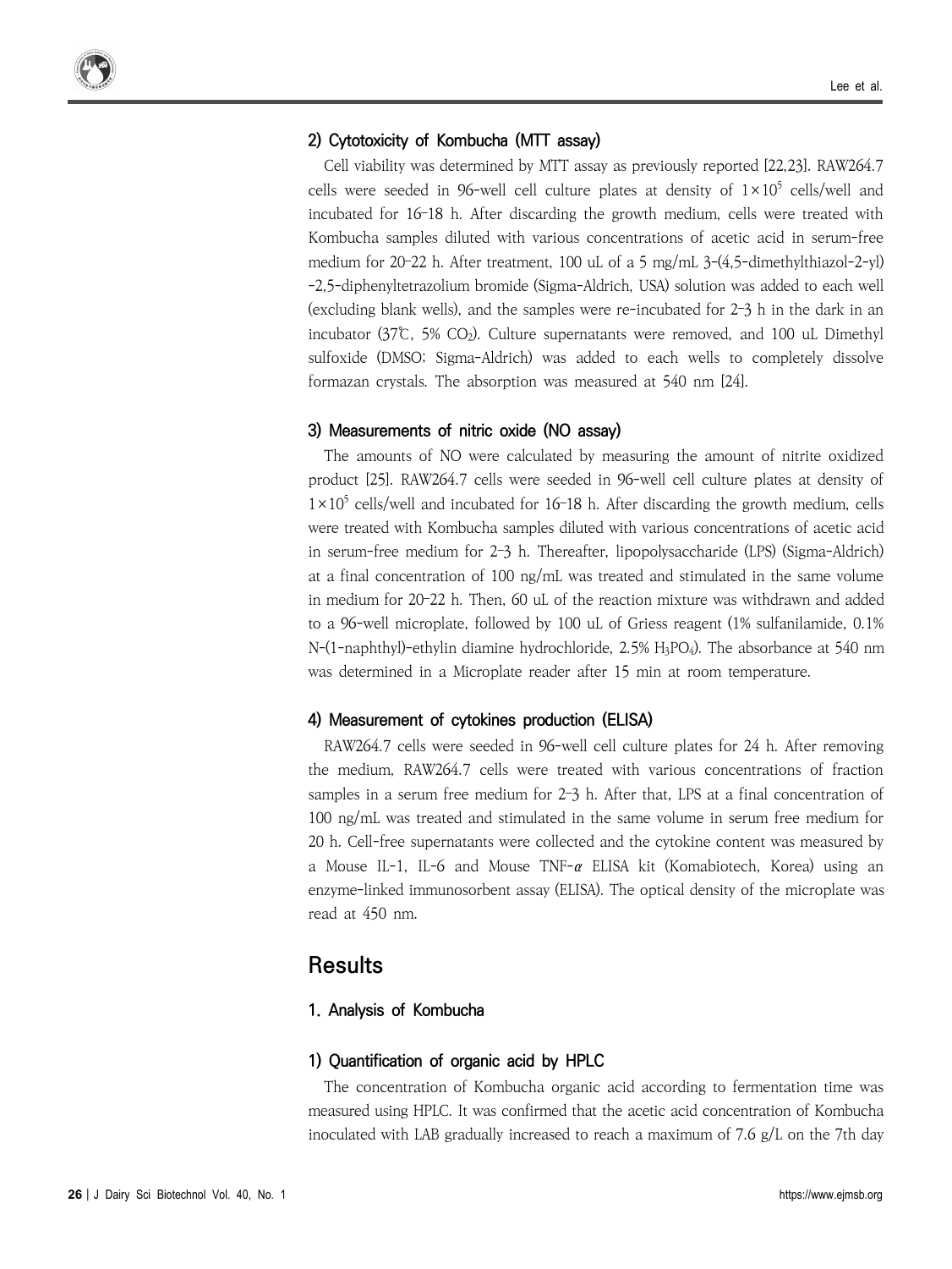#### 2) Cytotoxicity of Kombucha (MTT assay)

Cell viability was determined by MTT assay as previously reported [22,23]. RAW264.7 cells were seeded in 96-well cell culture plates at density of $1\times10^5$ cells/well and incubated for 16–18 h. After discarding the growth medium, cells were treated with Kombucha samples diluted with various concentrations of acetic acid in serum-free medium for 20–22 h. After treatment, 100 uL of a 5 mg/mL 3-(4,5-dimethylthiazol-2-yl) -2,5-diphenyltetrazolium bromide (Sigma-Aldrich, USA) solution was added to each well (excluding blank wells), and the samples were re-incubated for 2–3 h in the dark in an incubator (37℃, 5% $CO_2$). Culture supernatants were removed, and 100 uL Dimethyl sulfoxide (DMSO; Sigma-Aldrich) was added to each wells to completely dissolve formazan crystals. The absorption was measured at 540 nm [24].

#### 3) Measurements of nitric oxide (NO assay)

The amounts of NO were calculated by measuring the amount of nitrite oxidized product [25]. RAW264.7 cells were seeded in 96-well cell culture plates at density of $1\times10^5$ cells/well and incubated for 16–18 h. After discarding the growth medium, cells were treated with Kombucha samples diluted with various concentrations of acetic acid in serum-free medium for 2–3 h. Thereafter, lipopolysaccharide (LPS) (Sigma-Aldrich) at a final concentration of 100 ng/mL was treated and stimulated in the same volume in medium for 20–22 h. Then, 60 uL of the reaction mixture was withdrawn and added to a 96-well microplate, followed by 100 uL of Griess reagent (1% sulfanilamide, 0.1% N-(1-naphthyl)-ethylin diamine hydrochloride, 2.5% $H_3PO_4$). The absorbance at 540 nm was determined in a Microplate reader after 15 min at room temperature.

#### 4) Measurement of cytokines production (ELISA)

RAW264.7 cells were seeded in 96-well cell culture plates for 24 h. After removing the medium, RAW264.7 cells were treated with various concentrations of fraction samples in a serum free medium for 2–3 h. After that, LPS at a final concentration of 100 ng/mL was treated and stimulated in the same volume in serum free medium for 20 h. Cell-free supernatants were collected and the cytokine content was measured by a Mouse IL-1, IL-6 and Mouse TNF-$\alpha$ ELISA kit (Komabiotech, Korea) using an enzyme-linked immunosorbent assay (ELISA). The optical density of the microplate was read at 450 nm.

## Results

### 1. Analysis of Kombucha

#### 1) Quantification of organic acid by HPLC

The concentration of Kombucha organic acid according to fermentation time was measured using HPLC. It was confirmed that the acetic acid concentration of Kombucha inoculated with LAB gradually increased to reach a maximum of 7.6 g/L on the 7th day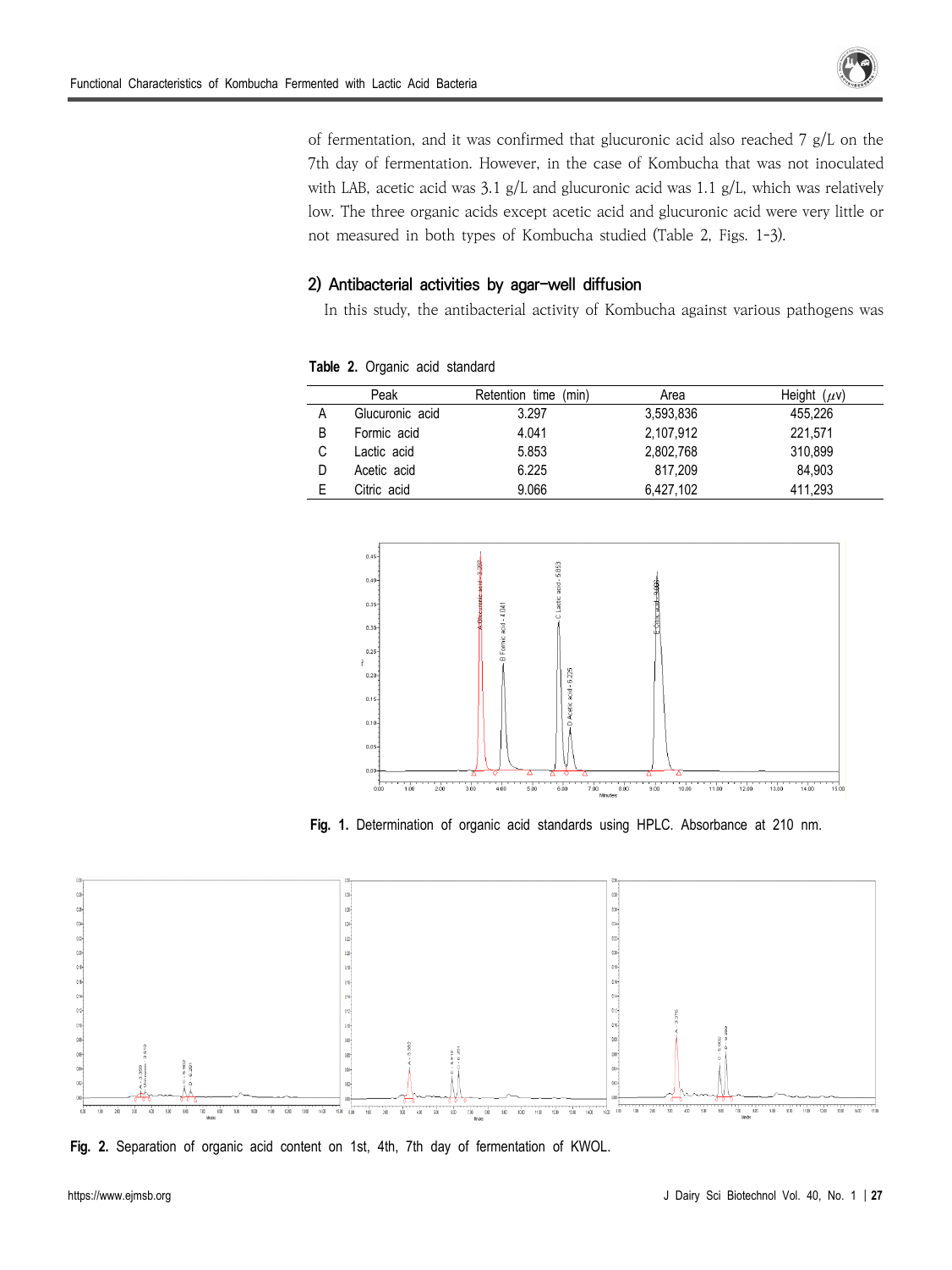of fermentation, and it was confirmed that glucuronic acid also reached 7 g/L on the 7th day of fermentation. However, in the case of Kombucha that was not inoculated with LAB, acetic acid was 3.1 g/L and glucuronic acid was 1.1 g/L, which was relatively low. The three organic acids except acetic acid and glucuronic acid were very little or not measured in both types of Kombucha studied (Table 2, Figs. 1-3).

### 2) Antibacterial activities by agar-well diffusion

In this study, the antibacterial activity of Kombucha against various pathogens was

**Table 2.** Organic acid standard

| | Peak | Retention time (min) | Area | Height ($\mu$v) |
|---|---|---|---|---|
| A | Glucuronic acid | 3.297 | 3,593,836 | 455,226 |
| B | Formic acid | 4.041 | 2,107,912 | 221,571 |
| C | Lactic acid | 5.853 | 2,802,768 | 310,899 |
| D | Acetic acid | 6.225 | 817,209 | 84,903 |
| E | Citric acid | 9.066 | 6,427,102 | 411,293 |

**Fig. 1.** Determination of organic acid standards using HPLC. Absorbance at 210 nm.

**Fig. 2.** Separation of organic acid content on 1st, 4th, 7th day of fermentation of KWOL.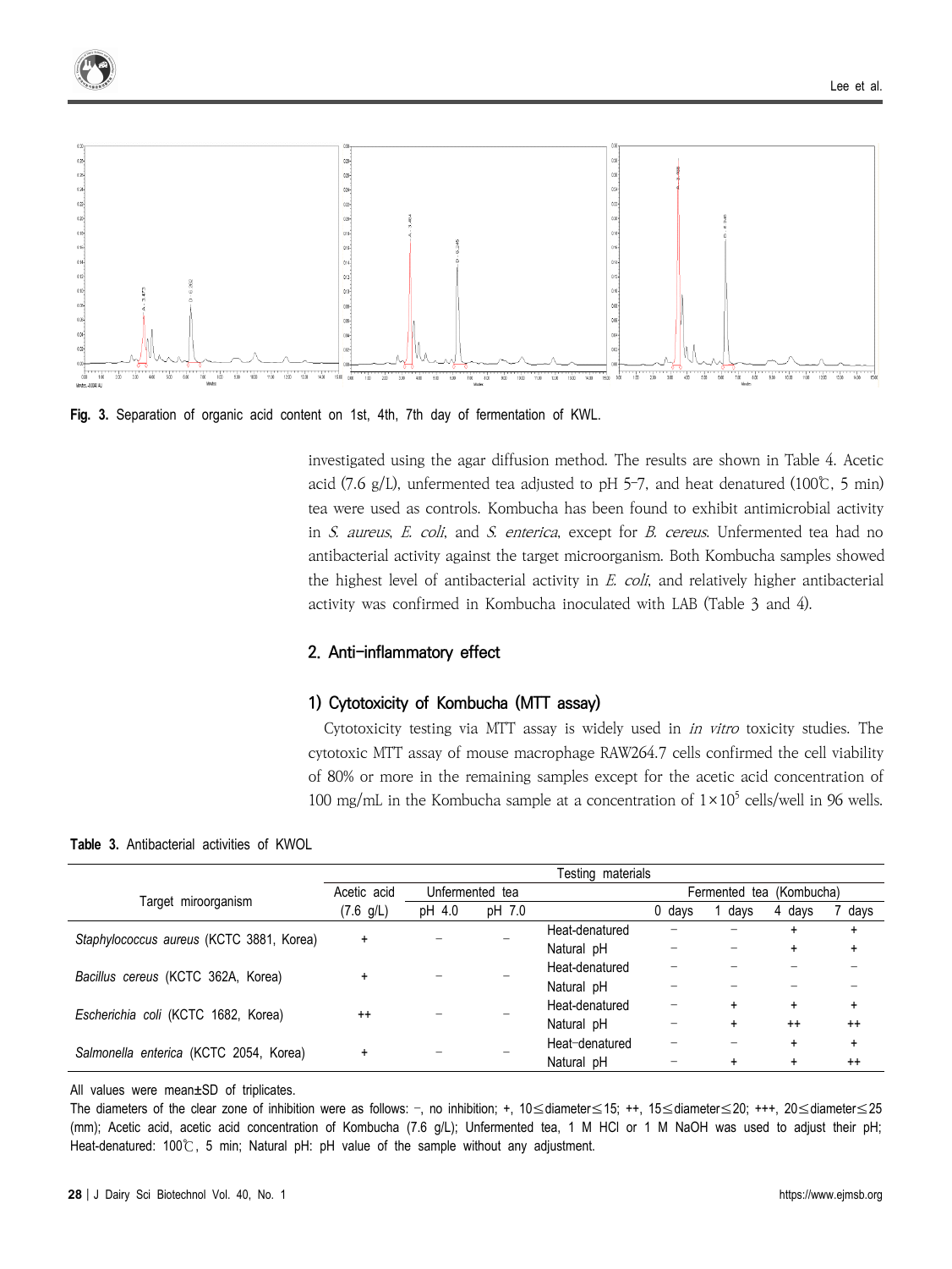Fig. 3. Separation of organic acid content on 1st, 4th, 7th day of fermentation of KWL.

investigated using the agar diffusion method. The results are shown in Table 4. Acetic acid (7.6 g/L), unfermented tea adjusted to pH 5–7, and heat denatured (100℃, 5 min) tea were used as controls. Kombucha has been found to exhibit antimicrobial activity in *S. aureus*, *E. coli*, and *S. enterica*, except for *B. cereus*. Unfermented tea had no antibacterial activity against the target microorganism. Both Kombucha samples showed the highest level of antibacterial activity in *E. coli*, and relatively higher antibacterial activity was confirmed in Kombucha inoculated with LAB (Table 3 and 4).

## 2. Anti-inflammatory effect

### 1) Cytotoxicity of Kombucha (MTT assay)

Cytotoxicity testing via MTT assay is widely used in *in vitro* toxicity studies. The cytotoxic MTT assay of mouse macrophage RAW264.7 cells confirmed the cell viability of 80% or more in the remaining samples except for the acetic acid concentration of 100 mg/mL in the Kombucha sample at a concentration of $1\times10^5$ cells/well in 96 wells.

Table 3. Antibacterial activities of KWOL

| Target miroorganism | Acetic acid (7.6 g/L) | Unfermented tea pH 4.0 | Unfermented tea pH 7.0 | Fermented tea (Kombucha) | 0 days | 1 days | 4 days | 7 days |
|---|---|---|---|---|---|---|---|---|
| *Staphylococcus aureus* (KCTC 3881, Korea) | + | – | – | Heat-denatured | – | – | + | + |
| | | | | Natural pH | – | – | + | + |
| *Bacillus cereus* (KCTC 362A, Korea) | + | – | – | Heat-denatured | – | – | – | – |
| | | | | Natural pH | – | – | – | – |
| *Escherichia coli* (KCTC 1682, Korea) | ++ | – | – | Heat-denatured | – | + | + | + |
| | | | | Natural pH | – | + | ++ | ++ |
| *Salmonella enterica* (KCTC 2054, Korea) | + | – | – | Heat-denatured | – | – | + | + |
| | | | | Natural pH | – | + | + | ++ |

All values were mean±SD of triplicates.

The diameters of the clear zone of inhibition were as follows: –, no inhibition; +, 10≤diameter≤15; ++, 15≤diameter≤20; +++, 20≤diameter≤25 (mm); Acetic acid, acetic acid concentration of Kombucha (7.6 g/L); Unfermented tea, 1 M HCl or 1 M NaOH was used to adjust their pH; Heat-denatured: 100℃, 5 min; Natural pH: pH value of the sample without any adjustment.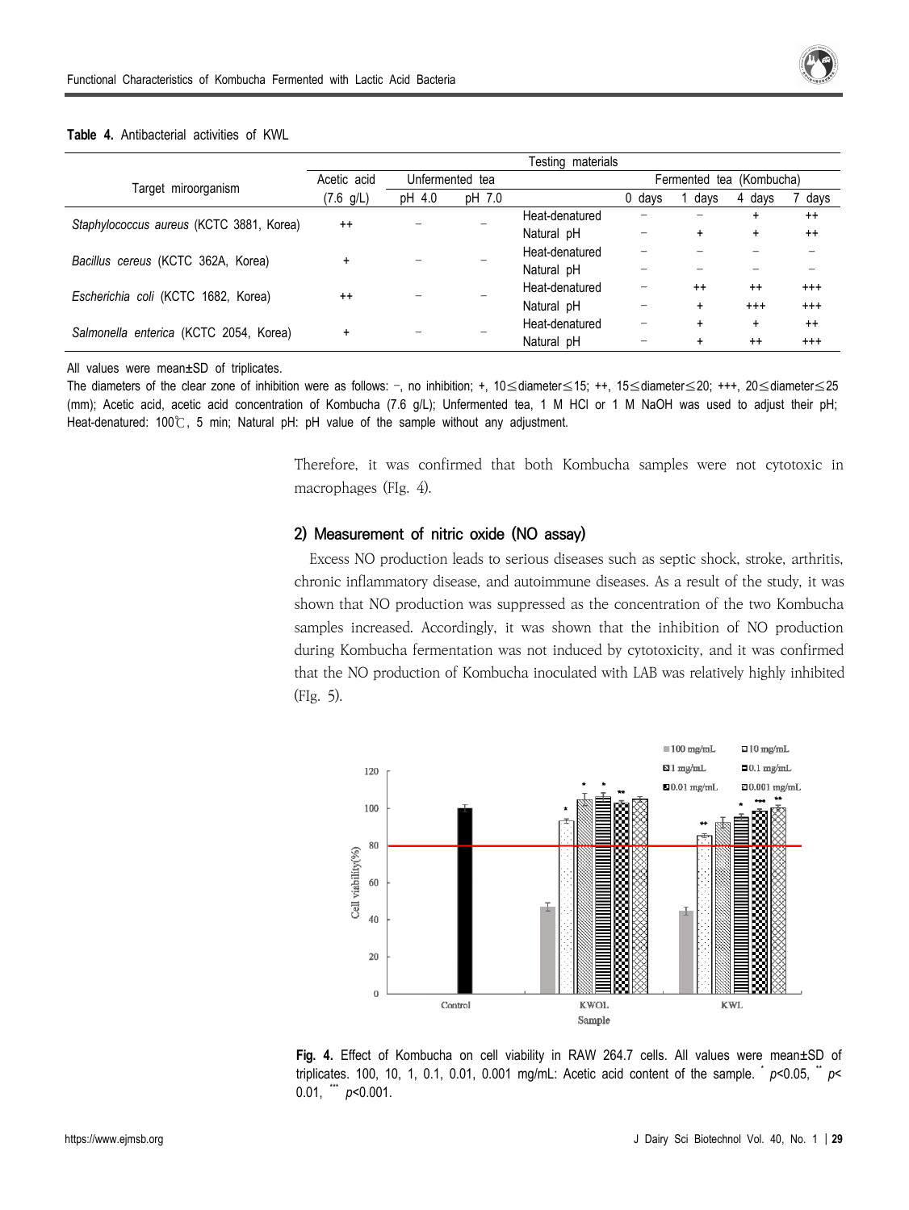**Table 4.** Antibacterial activities of KWL

| Target miroorganism | Testing materials | | | | | | | |
|---|---|---|---|---|---|---|---|---|
| | Acetic acid | Unfermented tea | | | Fermented tea (Kombucha) | | | |
| | (7.6 g/L) | pH 4.0 | pH 7.0 | | 0 days | 1 days | 4 days | 7 days |
| *Staphylococcus aureus* (KCTC 3881, Korea) | ++ | – | – | Heat-denatured | – | – | + | ++ |
| | | | | Natural pH | – | + | + | ++ |
| *Bacillus cereus* (KCTC 362A, Korea) | + | – | – | Heat-denatured | – | – | – | – |
| | | | | Natural pH | – | – | – | – |
| *Escherichia coli* (KCTC 1682, Korea) | ++ | – | – | Heat-denatured | – | ++ | ++ | +++ |
| | | | | Natural pH | – | + | +++ | +++ |
| *Salmonella enterica* (KCTC 2054, Korea) | + | – | – | Heat-denatured | – | + | + | ++ |
| | | | | Natural pH | – | + | ++ | +++ |

All values were mean±SD of triplicates.

The diameters of the clear zone of inhibition were as follows: –, no inhibition; +, 10≤diameter≤15; ++, 15≤diameter≤20; +++, 20≤diameter≤25 (mm); Acetic acid, acetic acid concentration of Kombucha (7.6 g/L); Unfermented tea, 1 M HCl or 1 M NaOH was used to adjust their pH; Heat-denatured: 100℃, 5 min; Natural pH: pH value of the sample without any adjustment.

Therefore, it was confirmed that both Kombucha samples were not cytotoxic in macrophages (FIg. 4).

### 2) Measurement of nitric oxide (NO assay)

Excess NO production leads to serious diseases such as septic shock, stroke, arthritis, chronic inflammatory disease, and autoimmune diseases. As a result of the study, it was shown that NO production was suppressed as the concentration of the two Kombucha samples increased. Accordingly, it was shown that the inhibition of NO production during Kombucha fermentation was not induced by cytotoxicity, and it was confirmed that the NO production of Kombucha inoculated with LAB was relatively highly inhibited (FIg. 5).

**Fig. 4.** Effect of Kombucha on cell viability in RAW 264.7 cells. All values were mean±SD of triplicates. 100, 10, 1, 0.1, 0.01, 0.001 mg/mL: Acetic acid content of the sample. * $p<0.05$, ** $p<0.01$, *** $p<0.001$.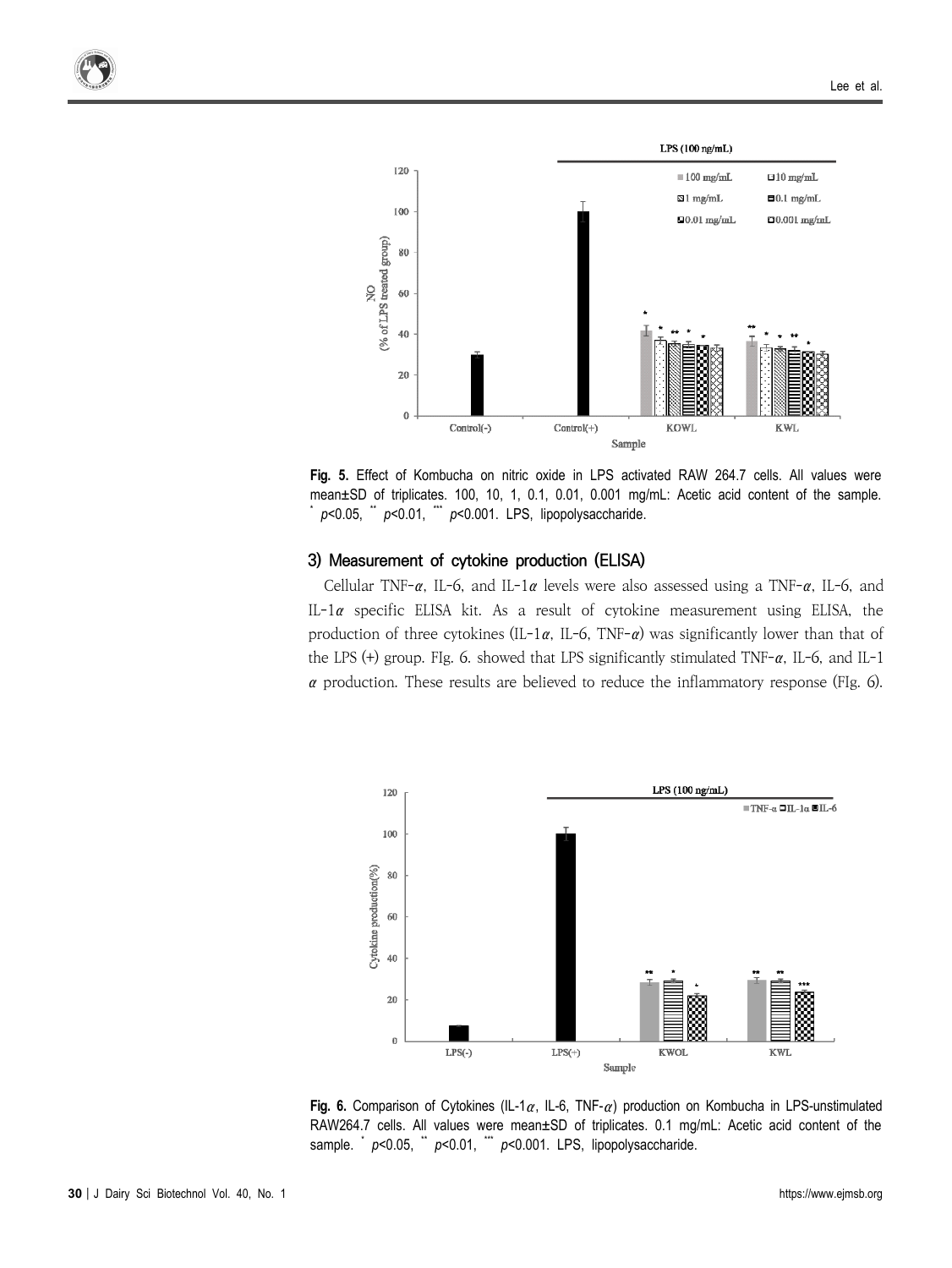Fig. 5. Effect of Kombucha on nitric oxide in LPS activated RAW 264.7 cells. All values were mean±SD of triplicates. 100, 10, 1, 0.1, 0.01, 0.001 mg/mL: Acetic acid content of the sample. * $p<0.05$, ** $p<0.01$, *** $p<0.001$. LPS, lipopolysaccharide.

### 3) Measurement of cytokine production (ELISA)

Cellular TNF-$\alpha$, IL-6, and IL-1$\alpha$ levels were also assessed using a TNF-$\alpha$, IL-6, and IL-1$\alpha$ specific ELISA kit. As a result of cytokine measurement using ELISA, the production of three cytokines (IL-1$\alpha$, IL-6, TNF-$\alpha$) was significantly lower than that of the LPS (+) group. FIg. 6. showed that LPS significantly stimulated TNF-$\alpha$, IL-6, and IL-1$\alpha$ production. These results are believed to reduce the inflammatory response (FIg. 6).

Fig. 6. Comparison of Cytokines (IL-1$\alpha$, IL-6, TNF-$\alpha$) production on Kombucha in LPS-unstimulated RAW264.7 cells. All values were mean±SD of triplicates. 0.1 mg/mL: Acetic acid content of the sample. * $p<0.05$, ** $p<0.01$, *** $p<0.001$. LPS, lipopolysaccharide.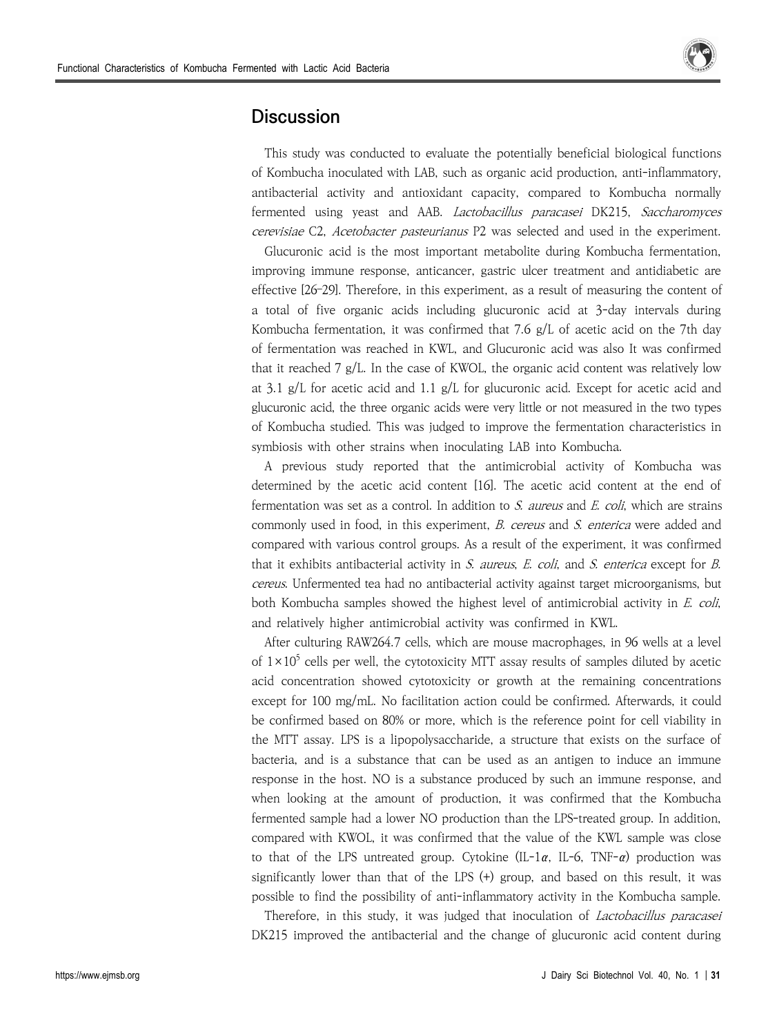## Discussion

This study was conducted to evaluate the potentially beneficial biological functions of Kombucha inoculated with LAB, such as organic acid production, anti-inflammatory, antibacterial activity and antioxidant capacity, compared to Kombucha normally fermented using yeast and AAB. *Lactobacillus paracasei* DK215, *Saccharomyces cerevisiae* C2, *Acetobacter pasteurianus* P2 was selected and used in the experiment.

Glucuronic acid is the most important metabolite during Kombucha fermentation, improving immune response, anticancer, gastric ulcer treatment and antidiabetic are effective [26–29]. Therefore, in this experiment, as a result of measuring the content of a total of five organic acids including glucuronic acid at 3-day intervals during Kombucha fermentation, it was confirmed that 7.6 g/L of acetic acid on the 7th day of fermentation was reached in KWL, and Glucuronic acid was also It was confirmed that it reached 7 g/L. In the case of KWOL, the organic acid content was relatively low at 3.1 g/L for acetic acid and 1.1 g/L for glucuronic acid. Except for acetic acid and glucuronic acid, the three organic acids were very little or not measured in the two types of Kombucha studied. This was judged to improve the fermentation characteristics in symbiosis with other strains when inoculating LAB into Kombucha.

A previous study reported that the antimicrobial activity of Kombucha was determined by the acetic acid content [16]. The acetic acid content at the end of fermentation was set as a control. In addition to *S. aureus* and *E. coli*, which are strains commonly used in food, in this experiment, *B. cereus* and *S. enterica* were added and compared with various control groups. As a result of the experiment, it was confirmed that it exhibits antibacterial activity in *S. aureus*, *E. coli*, and *S. enterica* except for *B. cereus*. Unfermented tea had no antibacterial activity against target microorganisms, but both Kombucha samples showed the highest level of antimicrobial activity in *E. coli*, and relatively higher antimicrobial activity was confirmed in KWL.

After culturing RAW264.7 cells, which are mouse macrophages, in 96 wells at a level of $1\times10^5$ cells per well, the cytotoxicity MTT assay results of samples diluted by acetic acid concentration showed cytotoxicity or growth at the remaining concentrations except for 100 mg/mL. No facilitation action could be confirmed. Afterwards, it could be confirmed based on 80% or more, which is the reference point for cell viability in the MTT assay. LPS is a lipopolysaccharide, a structure that exists on the surface of bacteria, and is a substance that can be used as an antigen to induce an immune response in the host. NO is a substance produced by such an immune response, and when looking at the amount of production, it was confirmed that the Kombucha fermented sample had a lower NO production than the LPS-treated group. In addition, compared with KWOL, it was confirmed that the value of the KWL sample was close to that of the LPS untreated group. Cytokine (IL-1$\alpha$, IL-6, TNF-$\alpha$) production was significantly lower than that of the LPS (+) group, and based on this result, it was possible to find the possibility of anti-inflammatory activity in the Kombucha sample.

Therefore, in this study, it was judged that inoculation of *Lactobacillus paracasei* DK215 improved the antibacterial and the change of glucuronic acid content during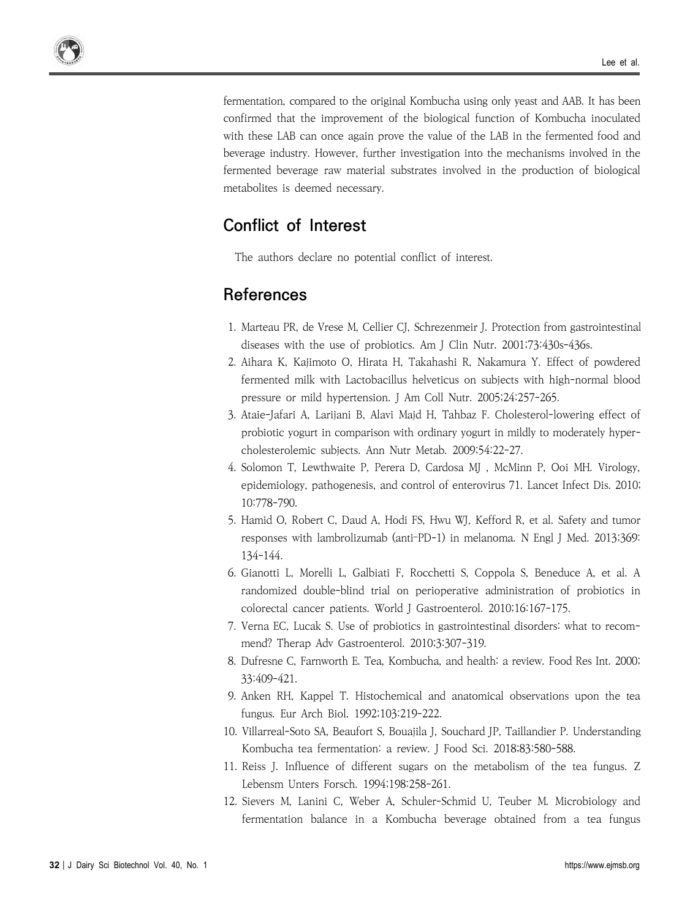fermentation, compared to the original Kombucha using only yeast and AAB. It has been confirmed that the improvement of the biological function of Kombucha inoculated with these LAB can once again prove the value of the LAB in the fermented food and beverage industry. However, further investigation into the mechanisms involved in the fermented beverage raw material substrates involved in the production of biological metabolites is deemed necessary.

## Conflict of Interest

The authors declare no potential conflict of interest.

## References

1. Marteau PR, de Vrese M, Cellier CJ, Schrezenmeir J. Protection from gastrointestinal diseases with the use of probiotics. Am J Clin Nutr. 2001;73:430s-436s.
2. Aihara K, Kajimoto O, Hirata H, Takahashi R, Nakamura Y. Effect of powdered fermented milk with Lactobacillus helveticus on subjects with high-normal blood pressure or mild hypertension. J Am Coll Nutr. 2005;24:257-265.
3. Ataie-Jafari A, Larijani B, Alavi Majd H, Tahbaz F. Cholesterol-lowering effect of probiotic yogurt in comparison with ordinary yogurt in mildly to moderately hyper-cholesterolemic subjects. Ann Nutr Metab. 2009;54:22-27.
4. Solomon T, Lewthwaite P, Perera D, Cardosa MJ , McMinn P, Ooi MH. Virology, epidemiology, pathogenesis, and control of enterovirus 71. Lancet Infect Dis. 2010; 10:778-790.
5. Hamid O, Robert C, Daud A, Hodi FS, Hwu WJ, Kefford R, et al. Safety and tumor responses with lambrolizumab (anti-PD-1) in melanoma. N Engl J Med. 2013;369: 134-144.
6. Gianotti L, Morelli L, Galbiati F, Rocchetti S, Coppola S, Beneduce A, et al. A randomized double-blind trial on perioperative administration of probiotics in colorectal cancer patients. World J Gastroenterol. 2010;16:167-175.
7. Verna EC, Lucak S. Use of probiotics in gastrointestinal disorders: what to recommend? Therap Adv Gastroenterol. 2010;3:307-319.
8. Dufresne C, Farnworth E. Tea, Kombucha, and health: a review. Food Res Int. 2000; 33:409-421.
9. Anken RH, Kappel T. Histochemical and anatomical observations upon the tea fungus. Eur Arch Biol. 1992;103:219-222.
10. Villarreal-Soto SA, Beaufort S, Bouajila J, Souchard JP, Taillandier P. Understanding Kombucha tea fermentation: a review. J Food Sci. 2018;83:580-588.
11. Reiss J. Influence of different sugars on the metabolism of the tea fungus. Z Lebensm Unters Forsch. 1994;198:258-261.
12. Sievers M, Lanini C, Weber A, Schuler-Schmid U, Teuber M. Microbiology and fermentation balance in a Kombucha beverage obtained from a tea fungus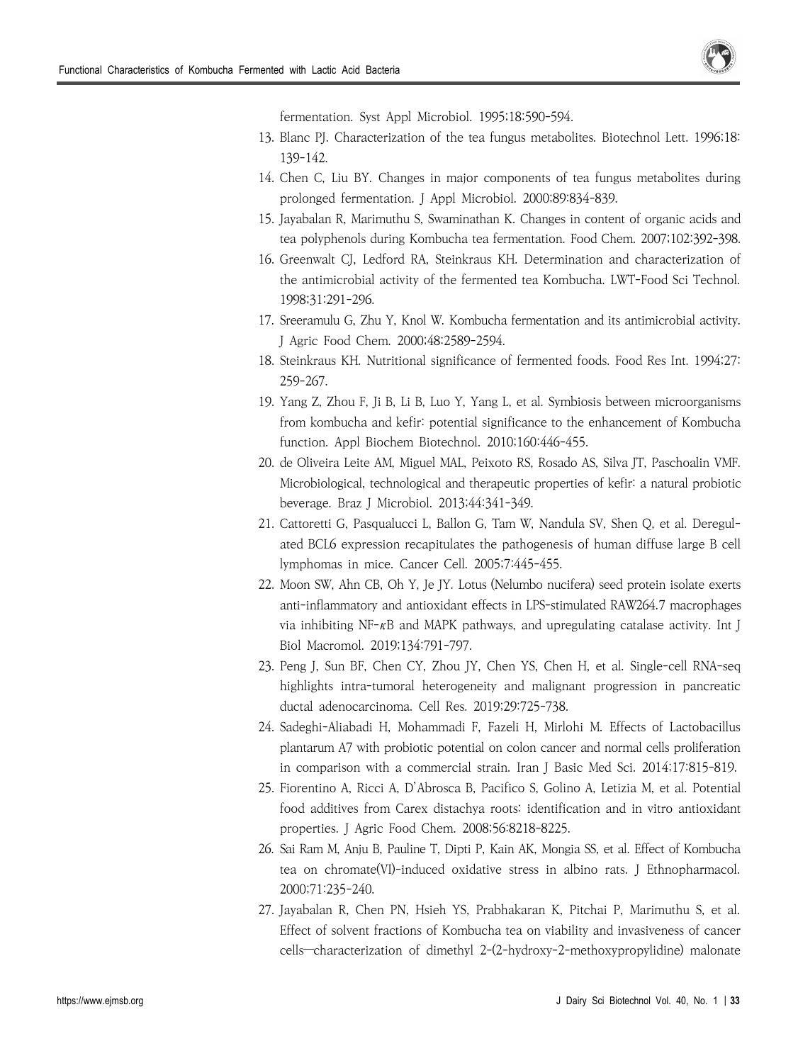fermentation. Syst Appl Microbiol. 1995;18:590-594.

13. Blanc PJ. Characterization of the tea fungus metabolites. Biotechnol Lett. 1996;18: 139-142.
14. Chen C, Liu BY. Changes in major components of tea fungus metabolites during prolonged fermentation. J Appl Microbiol. 2000;89:834-839.
15. Jayabalan R, Marimuthu S, Swaminathan K. Changes in content of organic acids and tea polyphenols during Kombucha tea fermentation. Food Chem. 2007;102:392-398.
16. Greenwalt CJ, Ledford RA, Steinkraus KH. Determination and characterization of the antimicrobial activity of the fermented tea Kombucha. LWT-Food Sci Technol. 1998;31:291-296.
17. Sreeramulu G, Zhu Y, Knol W. Kombucha fermentation and its antimicrobial activity. J Agric Food Chem. 2000;48:2589-2594.
18. Steinkraus KH. Nutritional significance of fermented foods. Food Res Int. 1994;27: 259-267.
19. Yang Z, Zhou F, Ji B, Li B, Luo Y, Yang L, et al. Symbiosis between microorganisms from kombucha and kefir: potential significance to the enhancement of Kombucha function. Appl Biochem Biotechnol. 2010;160:446-455.
20. de Oliveira Leite AM, Miguel MAL, Peixoto RS, Rosado AS, Silva JT, Paschoalin VMF. Microbiological, technological and therapeutic properties of kefir: a natural probiotic beverage. Braz J Microbiol. 2013;44:341-349.
21. Cattoretti G, Pasqualucci L, Ballon G, Tam W, Nandula SV, Shen Q, et al. Deregulated BCL6 expression recapitulates the pathogenesis of human diffuse large B cell lymphomas in mice. Cancer Cell. 2005;7:445-455.
22. Moon SW, Ahn CB, Oh Y, Je JY. Lotus (Nelumbo nucifera) seed protein isolate exerts anti-inflammatory and antioxidant effects in LPS-stimulated RAW264.7 macrophages via inhibiting NF-κB and MAPK pathways, and upregulating catalase activity. Int J Biol Macromol. 2019;134:791-797.
23. Peng J, Sun BF, Chen CY, Zhou JY, Chen YS, Chen H, et al. Single-cell RNA-seq highlights intra-tumoral heterogeneity and malignant progression in pancreatic ductal adenocarcinoma. Cell Res. 2019;29:725-738.
24. Sadeghi-Aliabadi H, Mohammadi F, Fazeli H, Mirlohi M. Effects of Lactobacillus plantarum A7 with probiotic potential on colon cancer and normal cells proliferation in comparison with a commercial strain. Iran J Basic Med Sci. 2014;17:815-819.
25. Fiorentino A, Ricci A, D'Abrosca B, Pacifico S, Golino A, Letizia M, et al. Potential food additives from Carex distachya roots: identification and in vitro antioxidant properties. J Agric Food Chem. 2008;56:8218-8225.
26. Sai Ram M, Anju B, Pauline T, Dipti P, Kain AK, Mongia SS, et al. Effect of Kombucha tea on chromate(VI)-induced oxidative stress in albino rats. J Ethnopharmacol. 2000;71:235-240.
27. Jayabalan R, Chen PN, Hsieh YS, Prabhakaran K, Pitchai P, Marimuthu S, et al. Effect of solvent fractions of Kombucha tea on viability and invasiveness of cancer cells—characterization of dimethyl 2-(2-hydroxy-2-methoxypropylidine) malonate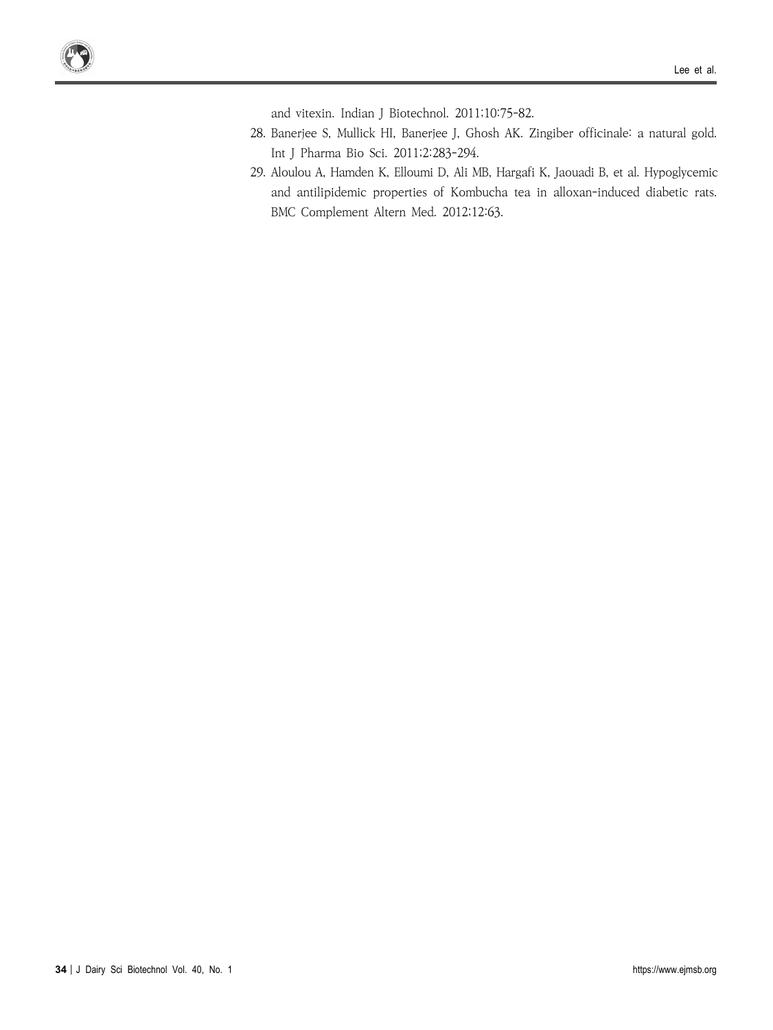and vitexin. Indian J Biotechnol. 2011;10:75-82.

28. Banerjee S, Mullick HI, Banerjee J, Ghosh AK. Zingiber officinale: a natural gold. Int J Pharma Bio Sci. 2011;2:283-294.
29. Aloulou A, Hamden K, Elloumi D, Ali MB, Hargafi K, Jaouadi B, et al. Hypoglycemic and antilipidemic properties of Kombucha tea in alloxan-induced diabetic rats. BMC Complement Altern Med. 2012;12:63.